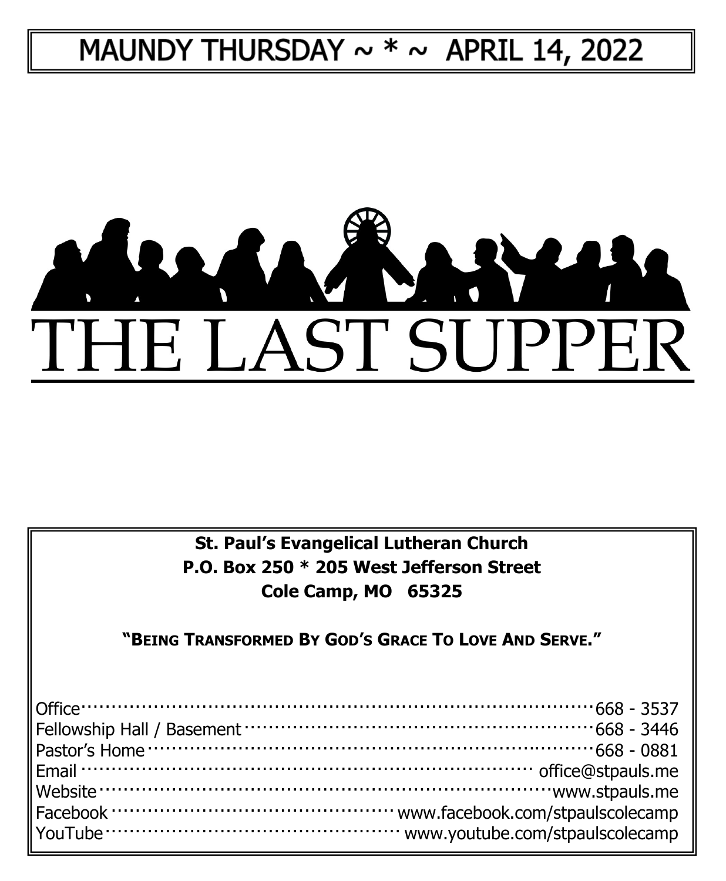# MAUNDY THURSDAY ~ * ~ APRIL 14, 2022

# THE LAST SUPPER

**St. Paul's Evangelical Lutheran Church**
**P.O. Box 250 * 205 West Jefferson Street**
**Cole Camp, MO 65325**

**"BEING TRANSFORMED BY GOD'S GRACE TO LOVE AND SERVE."**

| | |
|---|---|
| Office | 668 - 3537 |
| Fellowship Hall / Basement | 668 - 3446 |
| Pastor's Home | 668 - 0881 |
| Email | office@stpauls.me |
| Website | www.stpauls.me |
| Facebook | www.facebook.com/stpaulscolecamp |
| YouTube | www.youtube.com/stpaulscolecamp |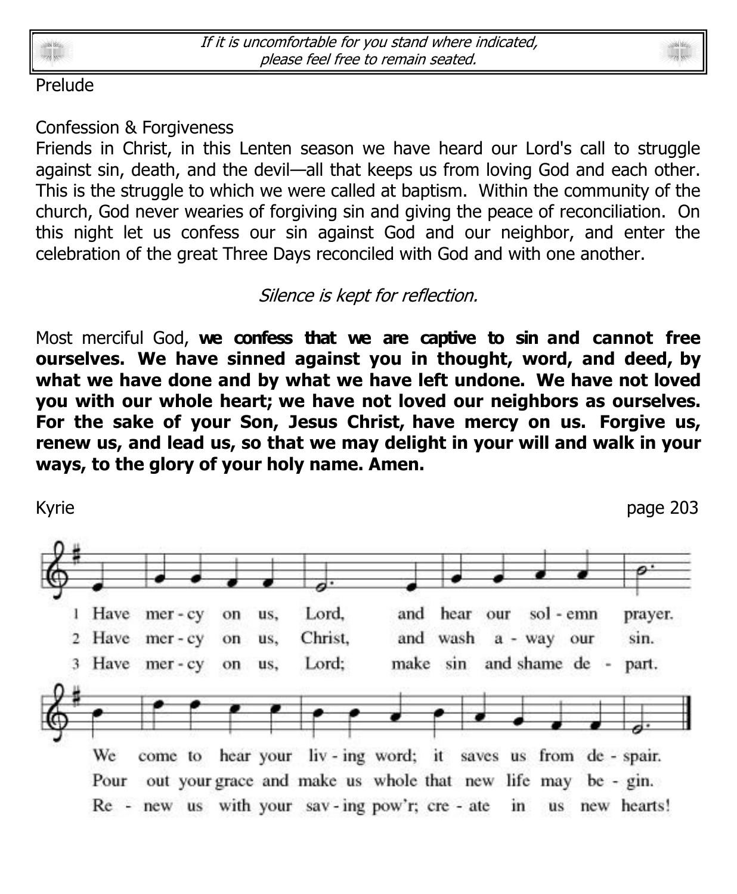*If it is uncomfortable for you stand where indicated, please feel free to remain seated.*

Prelude

Confession & Forgiveness

Friends in Christ, in this Lenten season we have heard our Lord's call to struggle against sin, death, and the devil—all that keeps us from loving God and each other. This is the struggle to which we were called at baptism. Within the community of the church, God never wearies of forgiving sin and giving the peace of reconciliation. On this night let us confess our sin against God and our neighbor, and enter the celebration of the great Three Days reconciled with God and with one another.

*Silence is kept for reflection.*

Most merciful God, **we confess that we are captive to sin and cannot free ourselves. We have sinned against you in thought, word, and deed, by what we have done and by what we have left undone. We have not loved you with our whole heart; we have not loved our neighbors as ourselves. For the sake of your Son, Jesus Christ, have mercy on us. Forgive us, renew us, and lead us, so that we may delight in your will and walk in your ways, to the glory of your holy name. Amen.**

Kyrie page 203

1 Have mer-cy on us, Lord, and hear our sol-emn prayer. We come to hear your liv-ing word; it saves us from de-spair.

2 Have mer-cy on us, Christ, and wash a-way our sin. Pour out your grace and make us whole that new life may be-gin.

3 Have mer-cy on us, Lord; make sin and shame de-part. Re-new us with your sav-ing pow'r; cre-ate in us new hearts!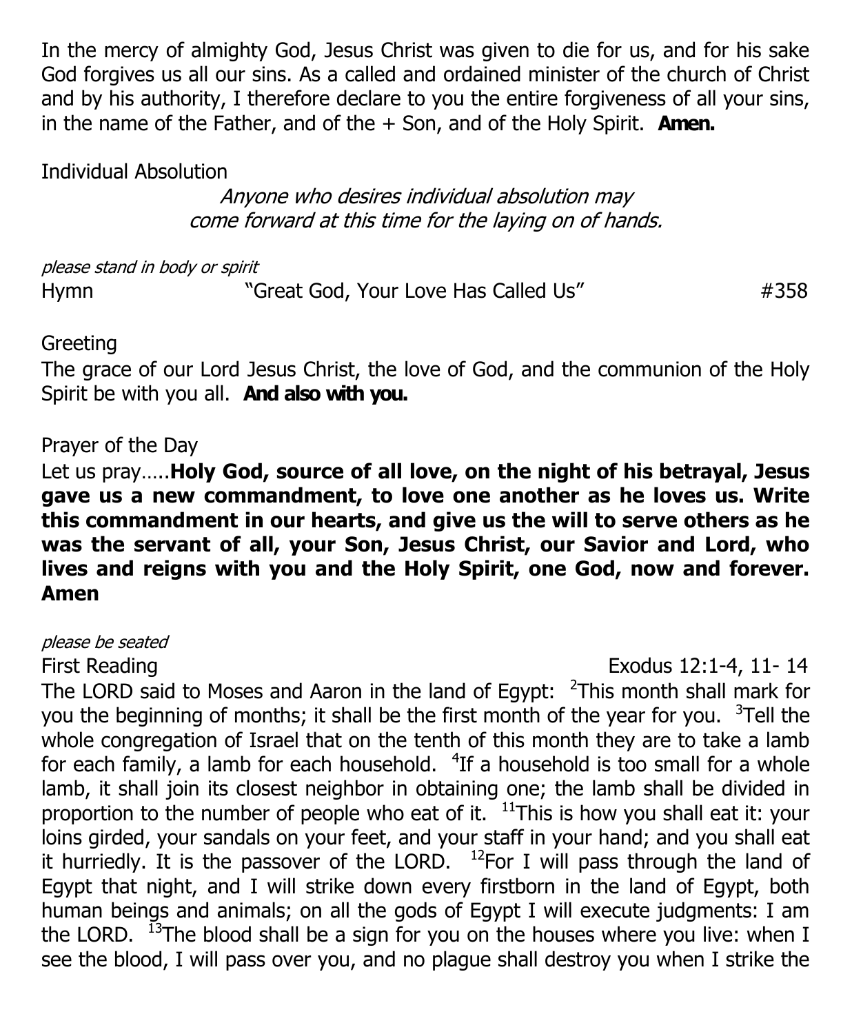In the mercy of almighty God, Jesus Christ was given to die for us, and for his sake God forgives us all our sins. As a called and ordained minister of the church of Christ and by his authority, I therefore declare to you the entire forgiveness of all your sins, in the name of the Father, and of the + Son, and of the Holy Spirit. **Amen.**

Individual Absolution

*Anyone who desires individual absolution may come forward at this time for the laying on of hands.*

*please stand in body or spirit*

Hymn "Great God, Your Love Has Called Us" #358

Greeting

The grace of our Lord Jesus Christ, the love of God, and the communion of the Holy Spirit be with you all. **And also with you.**

Prayer of the Day

Let us pray…..**Holy God, source of all love, on the night of his betrayal, Jesus gave us a new commandment, to love one another as he loves us. Write this commandment in our hearts, and give us the will to serve others as he was the servant of all, your Son, Jesus Christ, our Savior and Lord, who lives and reigns with you and the Holy Spirit, one God, now and forever. Amen**

*please be seated*

First Reading Exodus 12:1-4, 11- 14

The LORD said to Moses and Aaron in the land of Egypt: [2]This month shall mark for you the beginning of months; it shall be the first month of the year for you. [3]Tell the whole congregation of Israel that on the tenth of this month they are to take a lamb for each family, a lamb for each household. [4]If a household is too small for a whole lamb, it shall join its closest neighbor in obtaining one; the lamb shall be divided in proportion to the number of people who eat of it. [11]This is how you shall eat it: your loins girded, your sandals on your feet, and your staff in your hand; and you shall eat it hurriedly. It is the passover of the LORD. [12]For I will pass through the land of Egypt that night, and I will strike down every firstborn in the land of Egypt, both human beings and animals; on all the gods of Egypt I will execute judgments: I am the LORD. [13]The blood shall be a sign for you on the houses where you live: when I see the blood, I will pass over you, and no plague shall destroy you when I strike the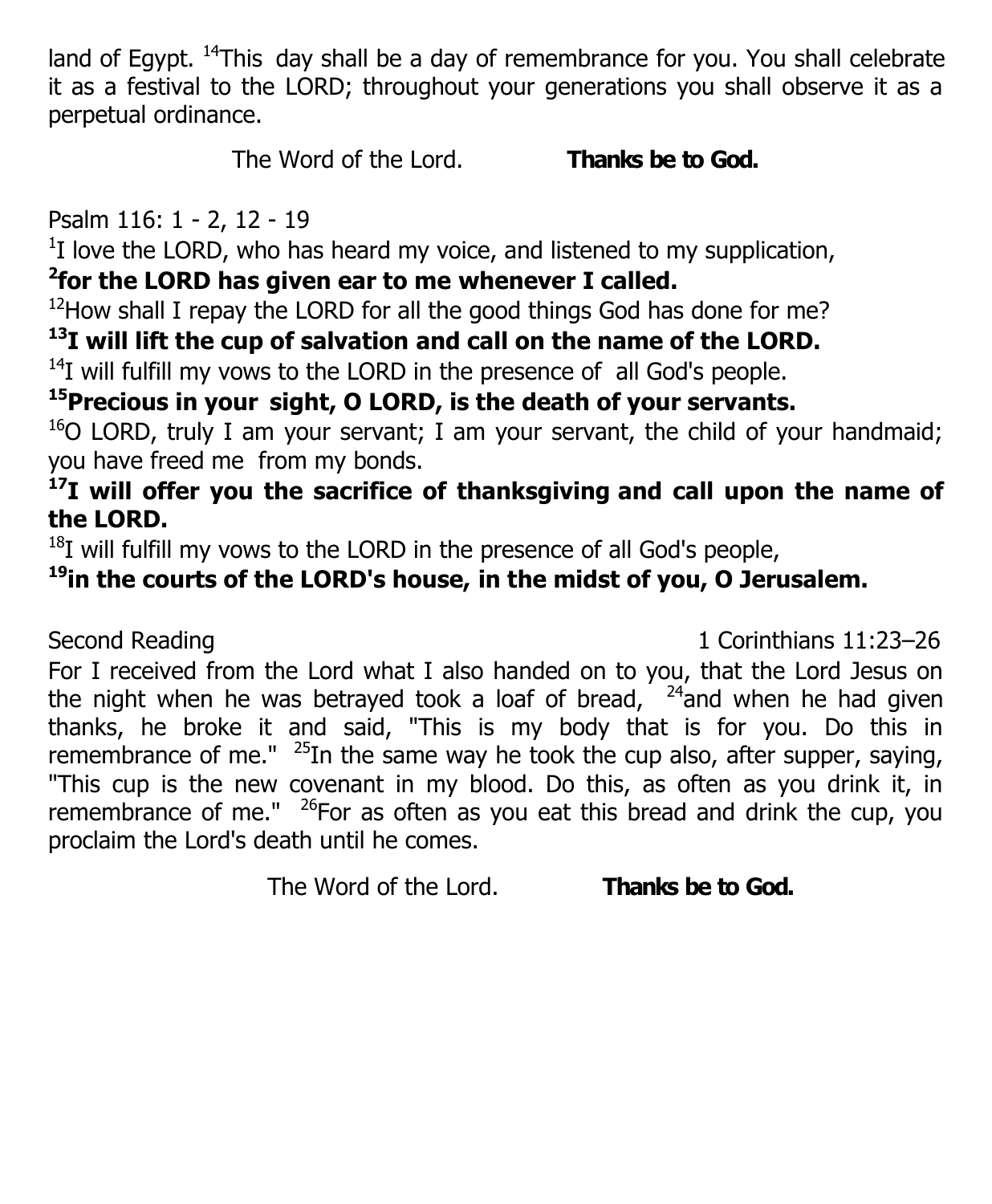land of Egypt. [14]This day shall be a day of remembrance for you. You shall celebrate it as a festival to the LORD; throughout your generations you shall observe it as a perpetual ordinance.

The Word of the Lord. **Thanks be to God.**

Psalm 116: 1 - 2, 12 - 19

[1]I love the LORD, who has heard my voice, and listened to my supplication,

**[2]for the LORD has given ear to me whenever I called.**

[12]How shall I repay the LORD for all the good things God has done for me?

**[13]I will lift the cup of salvation and call on the name of the LORD.**

[14]I will fulfill my vows to the LORD in the presence of all God's people.

**[15]Precious in your sight, O LORD, is the death of your servants.**

[16]O LORD, truly I am your servant; I am your servant, the child of your handmaid; you have freed me from my bonds.

**[17]I will offer you the sacrifice of thanksgiving and call upon the name of the LORD.**

[18]I will fulfill my vows to the LORD in the presence of all God's people,

**[19]in the courts of the LORD's house, in the midst of you, O Jerusalem.**

Second Reading 1 Corinthians 11:23–26

For I received from the Lord what I also handed on to you, that the Lord Jesus on the night when he was betrayed took a loaf of bread, [24]and when he had given thanks, he broke it and said, "This is my body that is for you. Do this in remembrance of me." [25]In the same way he took the cup also, after supper, saying, "This cup is the new covenant in my blood. Do this, as often as you drink it, in remembrance of me." [26]For as often as you eat this bread and drink the cup, you proclaim the Lord's death until he comes.

The Word of the Lord. **Thanks be to God.**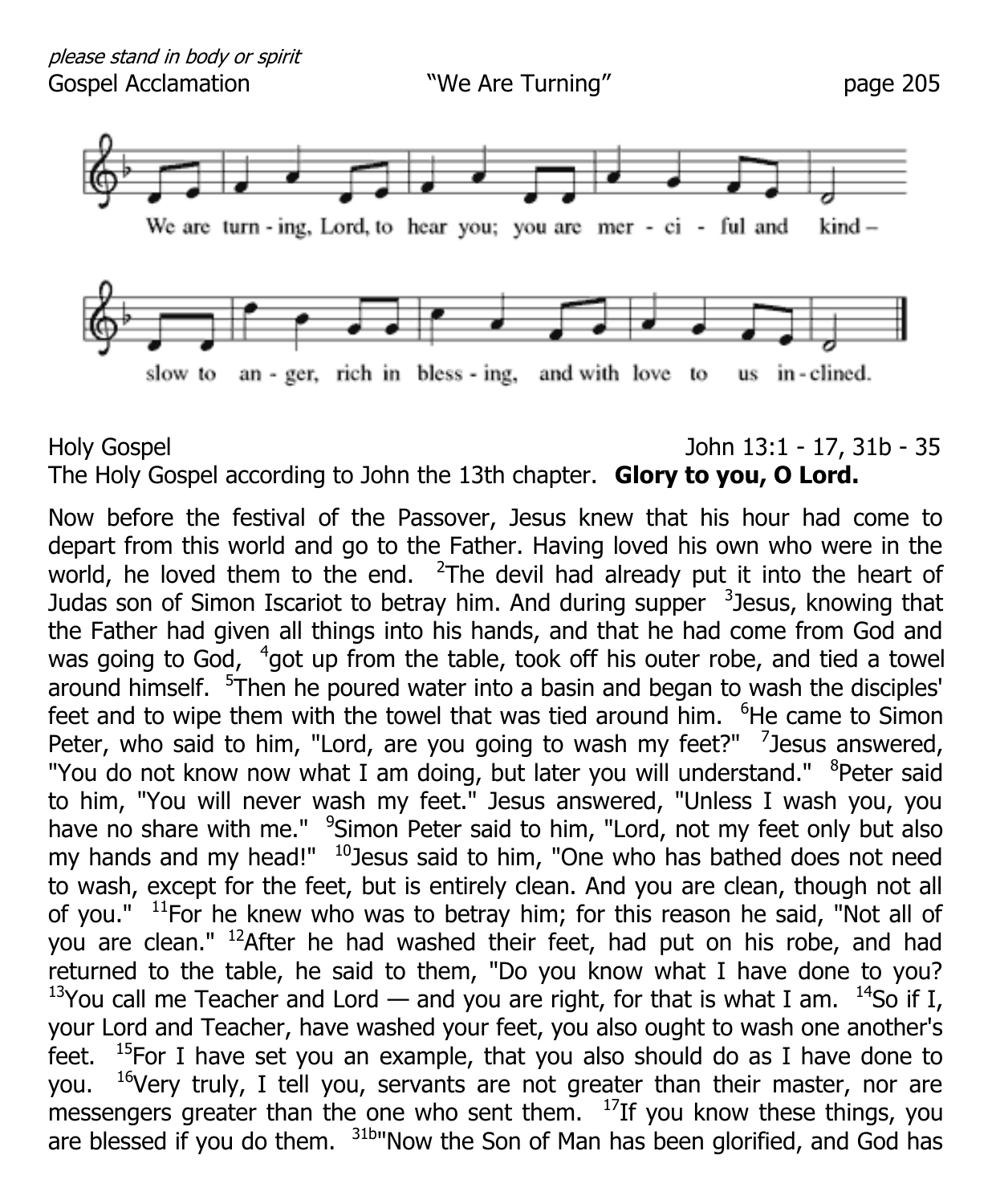*please stand in body or spirit*

Gospel Acclamation "We Are Turning" page 205

We are turn - ing, Lord, to hear you; you are mer - ci - ful and kind –

slow to an - ger, rich in bless - ing, and with love to us in - clined.

Holy Gospel John 13:1 - 17, 31b - 35

The Holy Gospel according to John the 13th chapter. **Glory to you, O Lord.**

Now before the festival of the Passover, Jesus knew that his hour had come to depart from this world and go to the Father. Having loved his own who were in the world, he loved them to the end. [2]The devil had already put it into the heart of Judas son of Simon Iscariot to betray him. And during supper [3]Jesus, knowing that the Father had given all things into his hands, and that he had come from God and was going to God, [4]got up from the table, took off his outer robe, and tied a towel around himself. [5]Then he poured water into a basin and began to wash the disciples' feet and to wipe them with the towel that was tied around him. [6]He came to Simon Peter, who said to him, "Lord, are you going to wash my feet?" [7]Jesus answered, "You do not know now what I am doing, but later you will understand." [8]Peter said to him, "You will never wash my feet." Jesus answered, "Unless I wash you, you have no share with me." [9]Simon Peter said to him, "Lord, not my feet only but also my hands and my head!" [10]Jesus said to him, "One who has bathed does not need to wash, except for the feet, but is entirely clean. And you are clean, though not all of you." [11]For he knew who was to betray him; for this reason he said, "Not all of you are clean." [12]After he had washed their feet, had put on his robe, and had returned to the table, he said to them, "Do you know what I have done to you? [13]You call me Teacher and Lord — and you are right, for that is what I am. [14]So if I, your Lord and Teacher, have washed your feet, you also ought to wash one another's feet. [15]For I have set you an example, that you also should do as I have done to you. [16]Very truly, I tell you, servants are not greater than their master, nor are messengers greater than the one who sent them. [17]If you know these things, you are blessed if you do them. [31b]"Now the Son of Man has been glorified, and God has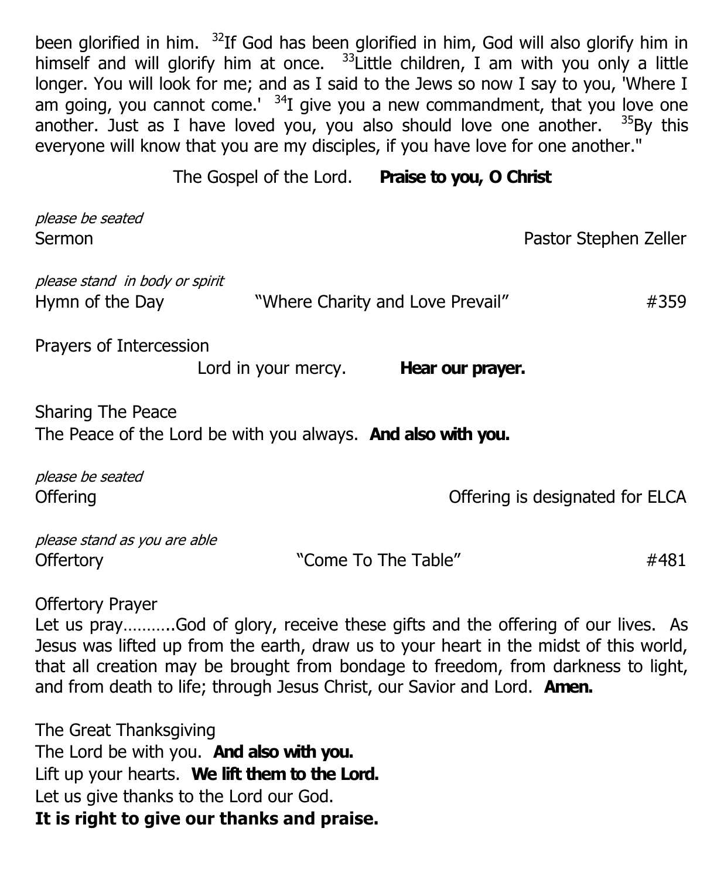been glorified in him. [32]If God has been glorified in him, God will also glorify him in himself and will glorify him at once. [33]Little children, I am with you only a little longer. You will look for me; and as I said to the Jews so now I say to you, 'Where I am going, you cannot come.' [34]I give you a new commandment, that you love one another. Just as I have loved you, you also should love one another. [35]By this everyone will know that you are my disciples, if you have love for one another."

The Gospel of the Lord. **Praise to you, O Christ**

*please be seated*

Sermon — Pastor Stephen Zeller

*please stand in body or spirit*

Hymn of the Day — "Where Charity and Love Prevail" — #359

Prayers of Intercession

Lord in your mercy. **Hear our prayer.**

Sharing The Peace

The Peace of the Lord be with you always. **And also with you.**

*please be seated*

Offering — Offering is designated for ELCA

*please stand as you are able*

Offertory — "Come To The Table" — #481

Offertory Prayer

Let us pray………..God of glory, receive these gifts and the offering of our lives. As Jesus was lifted up from the earth, draw us to your heart in the midst of this world, that all creation may be brought from bondage to freedom, from darkness to light, and from death to life; through Jesus Christ, our Savior and Lord. **Amen.**

The Great Thanksgiving

The Lord be with you. **And also with you.**

Lift up your hearts. **We lift them to the Lord.**

Let us give thanks to the Lord our God.

**It is right to give our thanks and praise.**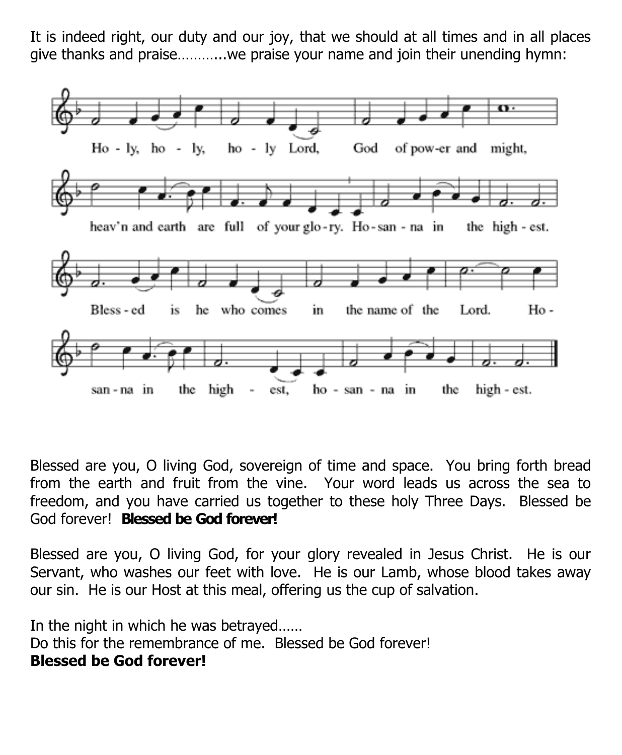It is indeed right, our duty and our joy, that we should at all times and in all places give thanks and praise………..we praise your name and join their unending hymn:

Ho - ly, ho - ly, ho - ly Lord, God of pow-er and might,
heav'n and earth are full of your glo-ry. Ho-san - na in the high - est.
Bless - ed is he who comes in the name of the Lord. Ho -
san - na in the high - est, ho - san - na in the high - est.

Blessed are you, O living God, sovereign of time and space. You bring forth bread from the earth and fruit from the vine. Your word leads us across the sea to freedom, and you have carried us together to these holy Three Days. Blessed be God forever! **Blessed be God forever!**

Blessed are you, O living God, for your glory revealed in Jesus Christ. He is our Servant, who washes our feet with love. He is our Lamb, whose blood takes away our sin. He is our Host at this meal, offering us the cup of salvation.

In the night in which he was betrayed……
Do this for the remembrance of me. Blessed be God forever!
**Blessed be God forever!**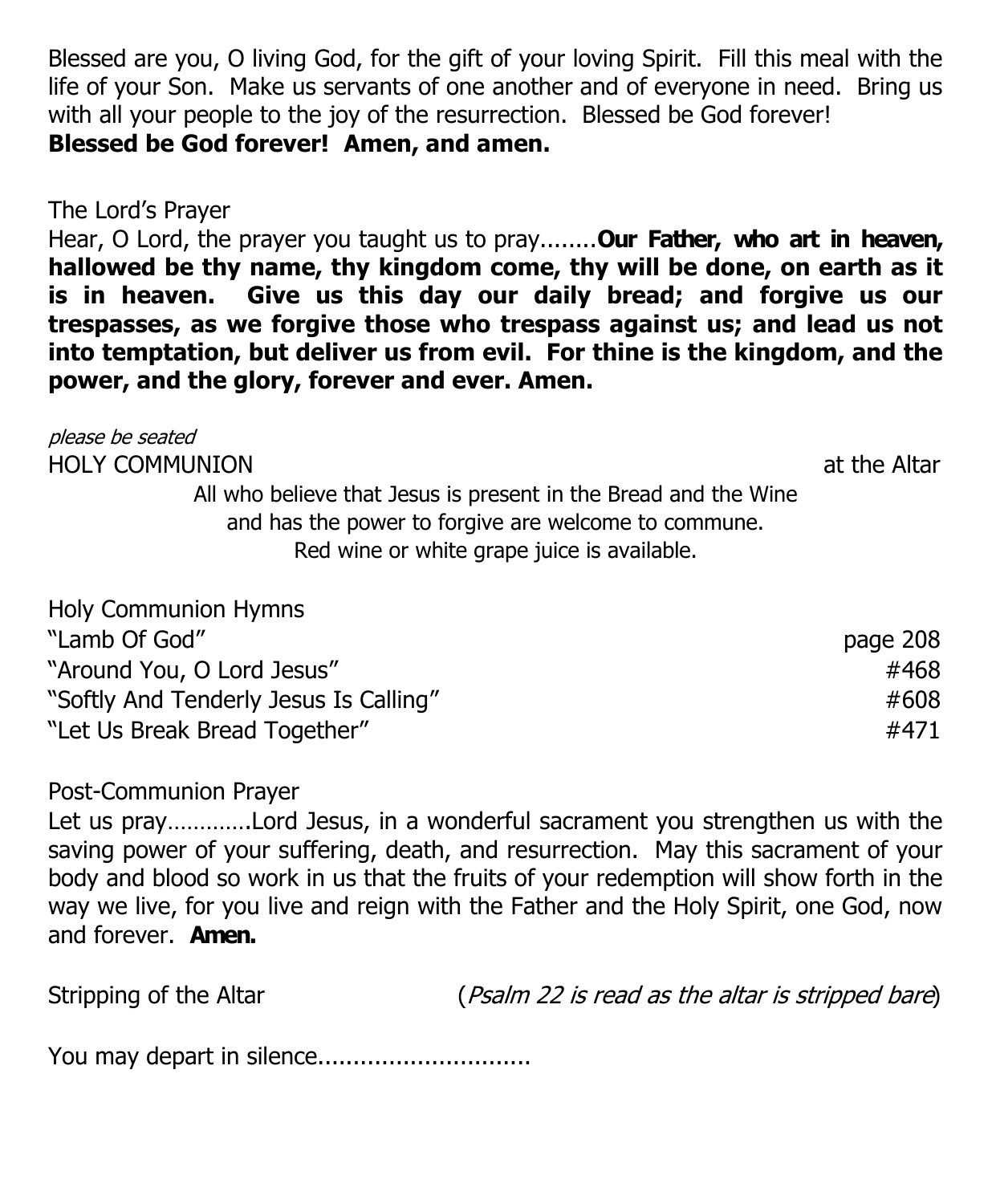Blessed are you, O living God, for the gift of your loving Spirit. Fill this meal with the life of your Son. Make us servants of one another and of everyone in need. Bring us with all your people to the joy of the resurrection. Blessed be God forever!
**Blessed be God forever! Amen, and amen.**

The Lord's Prayer
Hear, O Lord, the prayer you taught us to pray........**Our Father, who art in heaven, hallowed be thy name, thy kingdom come, thy will be done, on earth as it is in heaven. Give us this day our daily bread; and forgive us our trespasses, as we forgive those who trespass against us; and lead us not into temptation, but deliver us from evil. For thine is the kingdom, and the power, and the glory, forever and ever. Amen.**

*please be seated*
HOLY COMMUNION at the Altar

All who believe that Jesus is present in the Bread and the Wine
and has the power to forgive are welcome to commune.
Red wine or white grape juice is available.

Holy Communion Hymns
"Lamb Of God" page 208
"Around You, O Lord Jesus" #468
"Softly And Tenderly Jesus Is Calling" #608
"Let Us Break Bread Together" #471

Post-Communion Prayer
Let us pray…………Lord Jesus, in a wonderful sacrament you strengthen us with the saving power of your suffering, death, and resurrection. May this sacrament of your body and blood so work in us that the fruits of your redemption will show forth in the way we live, for you live and reign with the Father and the Holy Spirit, one God, now and forever. **Amen.**

Stripping of the Altar (*Psalm 22 is read as the altar is stripped bare*)

You may depart in silence.............................